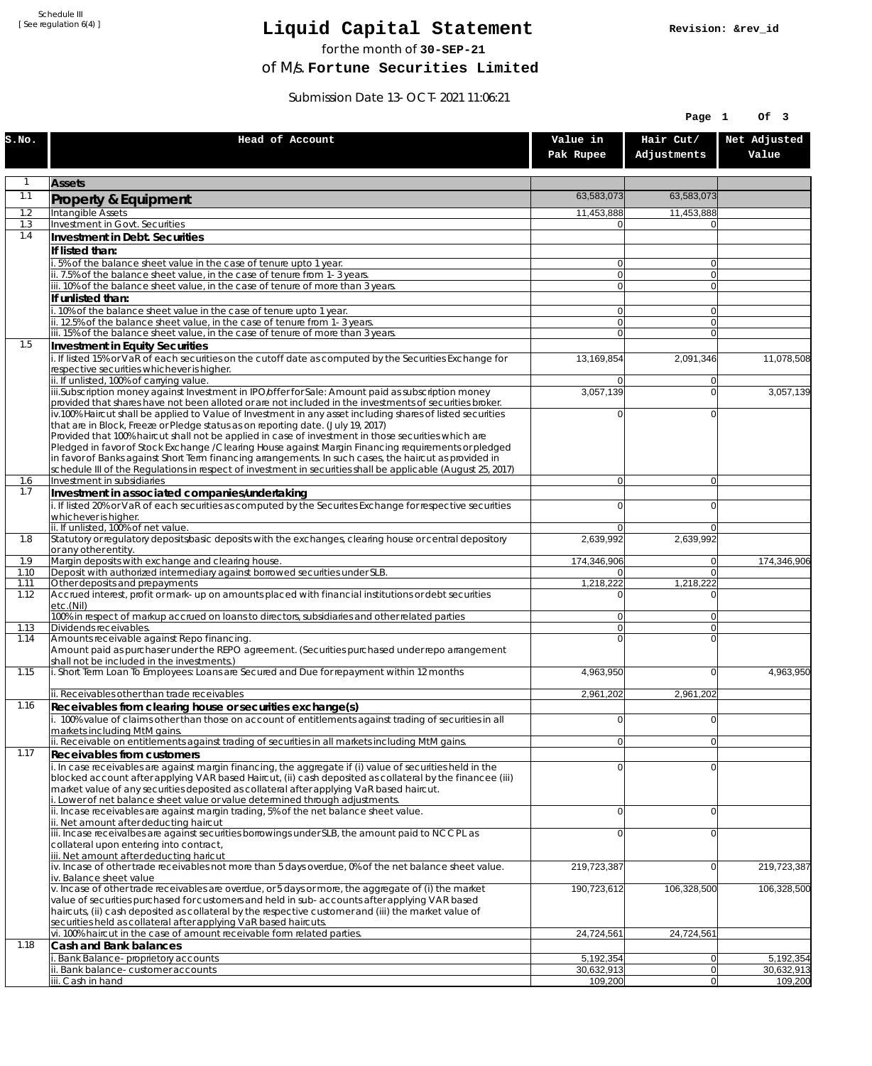Schedule III
[ See regulation 6(4) ]

# Liquid Capital Statement

Revision: &rev_id

for the month of **30-SEP-21**

of M/s. **Fortune Securities Limited**

Submission Date 13-OCT-2021 11:06:21

| S.No. | Head of Account | Value in Pak Rupee | Hair Cut/ Adjustments | Net Adjusted Value |
|---|---|---|---|---|
| 1 | **Assets** | | | |
| 1.1 | **Property & Equipment** | 63,583,073 | 63,583,073 | |
| 1.2 | Intangible Assets | 11,453,888 | 11,453,888 | |
| 1.3 | Investment in Govt. Securities | 0 | 0 | |
| 1.4 | **Investment in Debt. Securities** | | | |
| | **If listed than:** | | | |
| | i. 5% of the balance sheet value in the case of tenure upto 1 year. | 0 | 0 | |
| | ii. 7.5% of the balance sheet value, in the case of tenure from 1-3 years. | 0 | 0 | |
| | iii. 10% of the balance sheet value, in the case of tenure of more than 3 years. | 0 | 0 | |
| | **If unlisted than:** | | | |
| | i. 10% of the balance sheet value in the case of tenure upto 1 year. | 0 | 0 | |
| | ii. 12.5% of the balance sheet value, in the case of tenure from 1-3 years. | 0 | 0 | |
| | iii. 15% of the balance sheet value, in the case of tenure of more than 3 years. | 0 | 0 | |
| 1.5 | **Investment in Equity Securities** | | | |
| | i. If listed 15% or VaR of each securities on the cutoff date as computed by the Securities Exchange for respective securities whichever is higher. | 13,169,854 | 2,091,346 | 11,078,508 |
| | ii. If unlisted, 100% of carrying value. | 0 | 0 | |
| | iii.Subscription money against Investment in IPO/offer for Sale: Amount paid as subscription money provided that shares have not been alloted or are not included in the investments of securities broker. | 3,057,139 | 0 | 3,057,139 |
| | iv.100% Haircut shall be applied to Value of Investment in any asset including shares of listed securities that are in Block, Freeze or Pledge status as on reporting date. (July 19, 2017) Provided that 100% haircut shall not be applied in case of investment in those securities which are Pledged in favor of Stock Exchange / Clearing House against Margin Financing requirements or pledged in favor of Banks against Short Term financing arrangements. In such cases, the haircut as provided in schedule III of the Regulations in respect of investment in securities shall be applicable (August 25, 2017) | 0 | 0 | |
| 1.6 | Investment in subsidiaries | 0 | 0 | |
| 1.7 | **Investment in associated companies/undertaking** | | | |
| | i. If listed 20% or VaR of each securities as computed by the Securites Exchange for respective securities whichever is higher. | 0 | 0 | |
| | ii. If unlisted, 100% of net value. | 0 | 0 | |
| 1.8 | Statutory or regulatory deposits/basic deposits with the exchanges, clearing house or central depository or any other entity. | 2,639,992 | 2,639,992 | |
| 1.9 | Margin deposits with exchange and clearing house. | 174,346,906 | 0 | 174,346,906 |
| 1.10 | Deposit with authorized intermediary against borrowed securities under SLB. | 0 | 0 | |
| 1.11 | Other deposits and prepayments | 1,218,222 | 1,218,222 | |
| 1.12 | Accrued interest, profit or mark-up on amounts placed with financial institutions or debt securities etc.(Nil) | 0 | 0 | |
| | 100% in respect of markup accrued on loans to directors, subsidiaries and other related parties | 0 | 0 | |
| 1.13 | Dividends receivables. | 0 | 0 | |
| 1.14 | Amounts receivable against Repo financing. Amount paid as purchaser under the REPO agreement. (Securities purchased under repo arrangement shall not be included in the investments.) | 0 | 0 | |
| 1.15 | i. Short Term Loan To Employees: Loans are Secured and Due for repayment within 12 months | 4,963,950 | 0 | 4,963,950 |
| | ii. Receivables other than trade receivables | 2,961,202 | 2,961,202 | |
| 1.16 | **Receivables from clearing house or securities exchange(s)** | | | |
| | i. 100% value of claims other than those on account of entitlements against trading of securities in all markets including MtM gains. | 0 | 0 | |
| | ii. Receivable on entitlements against trading of securities in all markets including MtM gains. | 0 | 0 | |
| 1.17 | **Receivables from customers** | | | |
| | i. In case receivables are against margin financing, the aggregate if (i) value of securities held in the blocked account after applying VAR based Haircut, (ii) cash deposited as collateral by the financee (iii) market value of any securities deposited as collateral after applying VaR based haircut. i. Lower of net balance sheet value or value determined through adjustments. | 0 | 0 | |
| | ii. Incase receivables are against margin trading, 5% of the net balance sheet value. ii. Net amount after deducting haircut | 0 | 0 | |
| | iii. Incase receivalbes are against securities borrowings under SLB, the amount paid to NCCPL as collateral upon entering into contract, iii. Net amount after deducting haricut | 0 | 0 | |
| | iv. Incase of other trade receivables not more than 5 days overdue, 0% of the net balance sheet value. iv. Balance sheet value | 219,723,387 | 0 | 219,723,387 |
| | v. Incase of other trade receivables are overdue, or 5 days or more, the aggregate of (i) the market value of securities purchased for customers and held in sub-accounts after applying VAR based haircuts, (ii) cash deposited as collateral by the respective customer and (iii) the market value of securities held as collateral after applying VaR based haircuts. | 190,723,612 | 106,328,500 | 106,328,500 |
| | vi. 100% haircut in the case of amount receivable form related parties. | 24,724,561 | 24,724,561 | |
| 1.18 | **Cash and Bank balances** | | | |
| | i. Bank Balance-proprietory accounts | 5,192,354 | 0 | 5,192,354 |
| | ii. Bank balance-customer accounts | 30,632,913 | 0 | 30,632,913 |
| | iii. Cash in hand | 109,200 | 0 | 109,200 |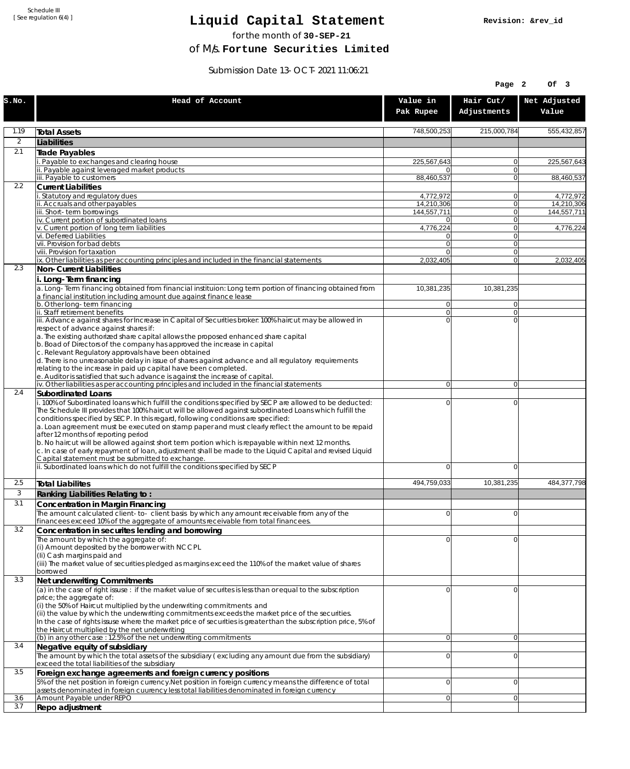Schedule III
[ See regulation 6(4) ]

# Liquid Capital Statement

for the month of **30-SEP-21**

of M/s. **Fortune Securities Limited**

Submission Date 13-OCT-2021 11:06:21

Revision: &rev_id

| S.No. | Head of Account | Value in Pak Rupee | Hair Cut/ Adjustments | Net Adjusted Value |
|---|---|---|---|---|
| 1.19 | **Total Assets** | 748,500,253 | 215,000,784 | 555,432,857 |
| 2 | **Liabilities** | | | |
| 2.1 | **Trade Payables** | | | |
| | i. Payable to exchanges and clearing house | 225,567,643 | 0 | 225,567,643 |
| | ii. Payable against leveraged market products | 0 | 0 | |
| | iii. Payable to customers | 88,460,537 | 0 | 88,460,537 |
| 2.2 | **Current Liabilities** | | | |
| | i. Statutory and regulatory dues | 4,772,972 | 0 | 4,772,972 |
| | ii. Accruals and other payables | 14,210,306 | 0 | 14,210,306 |
| | iii. Short-term borrowings | 144,557,711 | 0 | 144,557,711 |
| | iv. Current portion of subordinated loans | 0 | 0 | |
| | v. Current portion of long term liabilities | 4,776,224 | 0 | 4,776,224 |
| | vi. Deferred Liabilities | 0 | 0 | |
| | vii. Provision for bad debts | 0 | 0 | |
| | viii. Provision for taxation | 0 | 0 | |
| | ix. Other liabilities as per accounting principles and included in the financial statements | 2,032,405 | 0 | 2,032,405 |
| 2.3 | **Non-Current Liabilities** | | | |
| | **i. Long-Term financing** | | | |
| | a. Long-Term financing obtained from financial instituion: Long term portion of financing obtained from a financial institution including amount due against finance lease | 10,381,235 | 10,381,235 | |
| | b. Other long-term financing | 0 | 0 | |
| | ii. Staff retirement benefits | 0 | 0 | |
| | iii. Advance against shares for Increase in Capital of Securities broker: 100% haircut may be allowed in respect of advance against shares if:<br>a. The existing authorized share capital allows the proposed enhanced share capital<br>b. Boad of Directors of the company has approved the increase in capital<br>c. Relevant Regulatory approvals have been obtained<br>d. There is no unreasonable delay in issue of shares against advance and all regulatory requirements relating to the increase in paid up capital have been completed.<br>e. Auditor is satisfied that such advance is against the increase of capital. | 0 | 0 | |
| | iv. Other liabilities as per accounting principles and included in the financial statements | 0 | 0 | |
| 2.4 | **Subordinated Loans** | | | |
| | i. 100% of Subordinated loans which fulfill the conditions specified by SECP are allowed to be deducted: The Schedule III provides that 100% haircut will be allowed against subordinated Loans which fulfill the conditions specified by SECP. In this regard, following conditions are specified:<br>a. Loan agreement must be executed on stamp paper and must clearly reflect the amount to be repaid after 12 months of reporting period<br>b. No haircut will be allowed against short term portion which is repayable within next 12 months.<br>c. In case of early repayment of loan, adjustment shall be made to the Liquid Capital and revised Liquid Capital statement must be submitted to exchange. | 0 | 0 | |
| | ii. Subordinated loans which do not fulfill the conditions specified by SECP | 0 | 0 | |
| 2.5 | **Total Liabilites** | 494,759,033 | 10,381,235 | 484,377,798 |
| 3 | **Ranking Liabilities Relating to :** | | | |
| 3.1 | **Concentration in Margin Financing** | | | |
| | The amount calculated client-to- client basis by which any amount receivable from any of the financees exceed 10% of the aggregate of amounts receivable from total financees. | 0 | 0 | |
| 3.2 | **Concentration in securites lending and borrowing** | | | |
| | The amount by which the aggregate of:<br>(i) Amount deposited by the borrower with NCCPL<br>(Ii) Cash margins paid and<br>(iii) The market value of securities pledged as margins exceed the 110% of the market value of shares borrowed | 0 | 0 | |
| 3.3 | **Net underwriting Commitments** | | | |
| | (a) in the case of right issuse : if the market value of securites is less than or equal to the subscription price; the aggregate of:<br>(i) the 50% of Haircut multiplied by the underwriting commitments and<br>(ii) the value by which the underwriting commitments exceeds the market price of the securities.<br>In the case of rights issuse where the market price of securities is greater than the subscription price, 5% of the Haircut multiplied by the net underwriting | 0 | 0 | |
| | (b) in any other case : 12.5% of the net underwriting commitments | 0 | 0 | |
| 3.4 | **Negative equity of subsidiary** | | | |
| | The amount by which the total assets of the subsidiary ( excluding any amount due from the subsidiary) exceed the total liabilities of the subsidiary | 0 | 0 | |
| 3.5 | **Foreign exchange agreements and foreign currency positions** | | | |
| | 5% of the net position in foreign currency.Net position in foreign currency means the difference of total assets denominated in foreign cuurency less total liabilities denominated in foreign currency | 0 | 0 | |
| 3.6 | Amount Payable under REPO | 0 | 0 | |
| 3.7 | **Repo adjustment** | | | |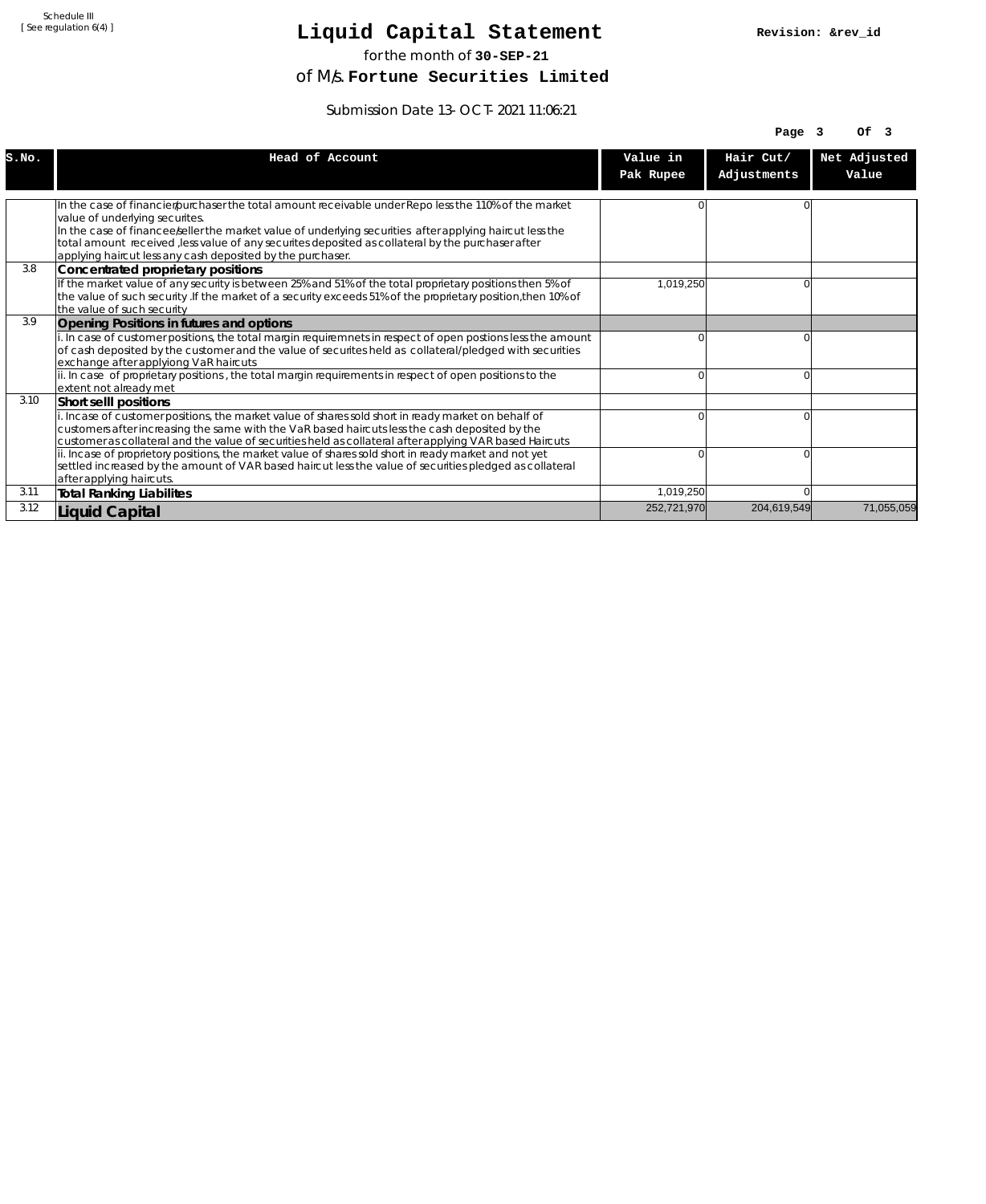Schedule III
[ See regulation 6(4) ]

# Liquid Capital Statement

**Revision: &rev_id**

for the month of **30-SEP-21**

of M/s. **Fortune Securities Limited**

Submission Date 13-OCT-2021 11:06:21

| S.No. | Head of Account | Value in Pak Rupee | Hair Cut/ Adjustments | Net Adjusted Value |
|---|---|---|---|---|
| | In the case of financier/purchaser the total amount receivable under Repo less the 110% of the market value of underlying securites.<br>In the case of financee/seller the market value of underlying securities after applying haircut less the total amount received ,less value of any securites deposited as collateral by the purchaser after applying haircut less any cash deposited by the purchaser. | 0 | 0 | |
| 3.8 | **Concentrated proprietary positions** | | | |
| | If the market value of any security is between 25% and 51% of the total proprietary positions then 5% of the value of such security .If the market of a security exceeds 51% of the proprietary position,then 10% of the value of such security | 1,019,250 | 0 | |
| 3.9 | **Opening Positions in futures and options** | | | |
| | i. In case of customer positions, the total margin requiremnets in respect of open postions less the amount of cash deposited by the customer and the value of securites held as collateral/pledged with securities exchange after applyiong VaR haircuts | 0 | 0 | |
| | ii. In case of proprietary positions , the total margin requirements in respect of open positions to the extent not already met | 0 | 0 | |
| 3.10 | **Short selll positions** | | | |
| | i. Incase of customer positions, the market value of shares sold short in ready market on behalf of customers after increasing the same with the VaR based haircuts less the cash deposited by the customer as collateral and the value of securities held as collateral after applying VAR based Haircuts | 0 | 0 | |
| | ii. Incase of proprietory positions, the market value of shares sold short in ready market and not yet settled increased by the amount of VAR based haircut less the value of securities pledged as collateral after applying haircuts. | 0 | 0 | |
| 3.11 | **Total Ranking Liabilites** | 1,019,250 | 0 | |
| 3.12 | **Liquid Capital** | 252,721,970 | 204,619,549 | 71,055,059 |